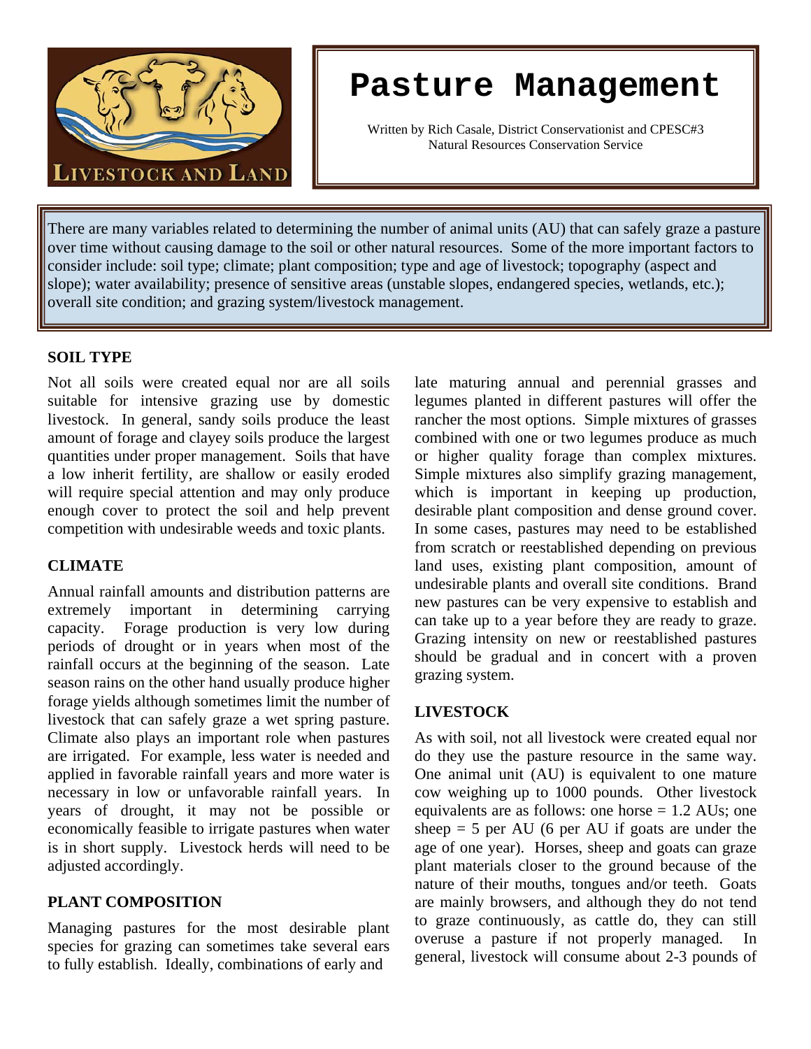# Pasture Management

Written by Rich Casale, District Conservationist and CPESC#3
Natural Resources Conservation Service

There are many variables related to determining the number of animal units (AU) that can safely graze a pasture over time without causing damage to the soil or other natural resources. Some of the more important factors to consider include: soil type; climate; plant composition; type and age of livestock; topography (aspect and slope); water availability; presence of sensitive areas (unstable slopes, endangered species, wetlands, etc.); overall site condition; and grazing system/livestock management.

## SOIL TYPE

Not all soils were created equal nor are all soils suitable for intensive grazing use by domestic livestock. In general, sandy soils produce the least amount of forage and clayey soils produce the largest quantities under proper management. Soils that have a low inherit fertility, are shallow or easily eroded will require special attention and may only produce enough cover to protect the soil and help prevent competition with undesirable weeds and toxic plants.

## CLIMATE

Annual rainfall amounts and distribution patterns are extremely important in determining carrying capacity. Forage production is very low during periods of drought or in years when most of the rainfall occurs at the beginning of the season. Late season rains on the other hand usually produce higher forage yields although sometimes limit the number of livestock that can safely graze a wet spring pasture. Climate also plays an important role when pastures are irrigated. For example, less water is needed and applied in favorable rainfall years and more water is necessary in low or unfavorable rainfall years. In years of drought, it may not be possible or economically feasible to irrigate pastures when water is in short supply. Livestock herds will need to be adjusted accordingly.

## PLANT COMPOSITION

Managing pastures for the most desirable plant species for grazing can sometimes take several ears to fully establish. Ideally, combinations of early and late maturing annual and perennial grasses and legumes planted in different pastures will offer the rancher the most options. Simple mixtures of grasses combined with one or two legumes produce as much or higher quality forage than complex mixtures. Simple mixtures also simplify grazing management, which is important in keeping up production, desirable plant composition and dense ground cover. In some cases, pastures may need to be established from scratch or reestablished depending on previous land uses, existing plant composition, amount of undesirable plants and overall site conditions. Brand new pastures can be very expensive to establish and can take up to a year before they are ready to graze. Grazing intensity on new or reestablished pastures should be gradual and in concert with a proven grazing system.

## LIVESTOCK

As with soil, not all livestock were created equal nor do they use the pasture resource in the same way. One animal unit (AU) is equivalent to one mature cow weighing up to 1000 pounds. Other livestock equivalents are as follows: one horse = 1.2 AUs; one sheep = 5 per AU (6 per AU if goats are under the age of one year). Horses, sheep and goats can graze plant materials closer to the ground because of the nature of their mouths, tongues and/or teeth. Goats are mainly browsers, and although they do not tend to graze continuously, as cattle do, they can still overuse a pasture if not properly managed. In general, livestock will consume about 2-3 pounds of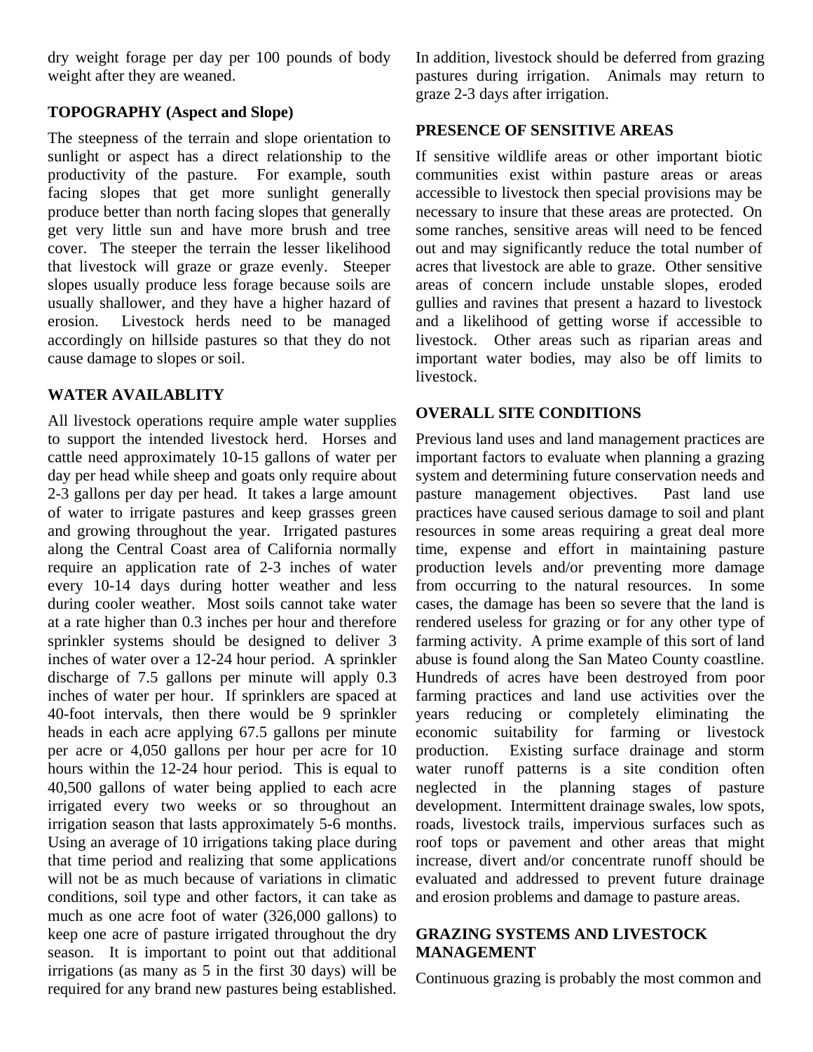dry weight forage per day per 100 pounds of body weight after they are weaned.

### TOPOGRAPHY (Aspect and Slope)

The steepness of the terrain and slope orientation to sunlight or aspect has a direct relationship to the productivity of the pasture. For example, south facing slopes that get more sunlight generally produce better than north facing slopes that generally get very little sun and have more brush and tree cover. The steeper the terrain the lesser likelihood that livestock will graze or graze evenly. Steeper slopes usually produce less forage because soils are usually shallower, and they have a higher hazard of erosion. Livestock herds need to be managed accordingly on hillside pastures so that they do not cause damage to slopes or soil.

### WATER AVAILABLITY

All livestock operations require ample water supplies to support the intended livestock herd. Horses and cattle need approximately 10-15 gallons of water per day per head while sheep and goats only require about 2-3 gallons per day per head. It takes a large amount of water to irrigate pastures and keep grasses green and growing throughout the year. Irrigated pastures along the Central Coast area of California normally require an application rate of 2-3 inches of water every 10-14 days during hotter weather and less during cooler weather. Most soils cannot take water at a rate higher than 0.3 inches per hour and therefore sprinkler systems should be designed to deliver 3 inches of water over a 12-24 hour period. A sprinkler discharge of 7.5 gallons per minute will apply 0.3 inches of water per hour. If sprinklers are spaced at 40-foot intervals, then there would be 9 sprinkler heads in each acre applying 67.5 gallons per minute per acre or 4,050 gallons per hour per acre for 10 hours within the 12-24 hour period. This is equal to 40,500 gallons of water being applied to each acre irrigated every two weeks or so throughout an irrigation season that lasts approximately 5-6 months. Using an average of 10 irrigations taking place during that time period and realizing that some applications will not be as much because of variations in climatic conditions, soil type and other factors, it can take as much as one acre foot of water (326,000 gallons) to keep one acre of pasture irrigated throughout the dry season. It is important to point out that additional irrigations (as many as 5 in the first 30 days) will be required for any brand new pastures being established. In addition, livestock should be deferred from grazing pastures during irrigation. Animals may return to graze 2-3 days after irrigation.

### PRESENCE OF SENSITIVE AREAS

If sensitive wildlife areas or other important biotic communities exist within pasture areas or areas accessible to livestock then special provisions may be necessary to insure that these areas are protected. On some ranches, sensitive areas will need to be fenced out and may significantly reduce the total number of acres that livestock are able to graze. Other sensitive areas of concern include unstable slopes, eroded gullies and ravines that present a hazard to livestock and a likelihood of getting worse if accessible to livestock. Other areas such as riparian areas and important water bodies, may also be off limits to livestock.

### OVERALL SITE CONDITIONS

Previous land uses and land management practices are important factors to evaluate when planning a grazing system and determining future conservation needs and pasture management objectives. Past land use practices have caused serious damage to soil and plant resources in some areas requiring a great deal more time, expense and effort in maintaining pasture production levels and/or preventing more damage from occurring to the natural resources. In some cases, the damage has been so severe that the land is rendered useless for grazing or for any other type of farming activity. A prime example of this sort of land abuse is found along the San Mateo County coastline. Hundreds of acres have been destroyed from poor farming practices and land use activities over the years reducing or completely eliminating the economic suitability for farming or livestock production. Existing surface drainage and storm water runoff patterns is a site condition often neglected in the planning stages of pasture development. Intermittent drainage swales, low spots, roads, livestock trails, impervious surfaces such as roof tops or pavement and other areas that might increase, divert and/or concentrate runoff should be evaluated and addressed to prevent future drainage and erosion problems and damage to pasture areas.

### GRAZING SYSTEMS AND LIVESTOCK MANAGEMENT

Continuous grazing is probably the most common and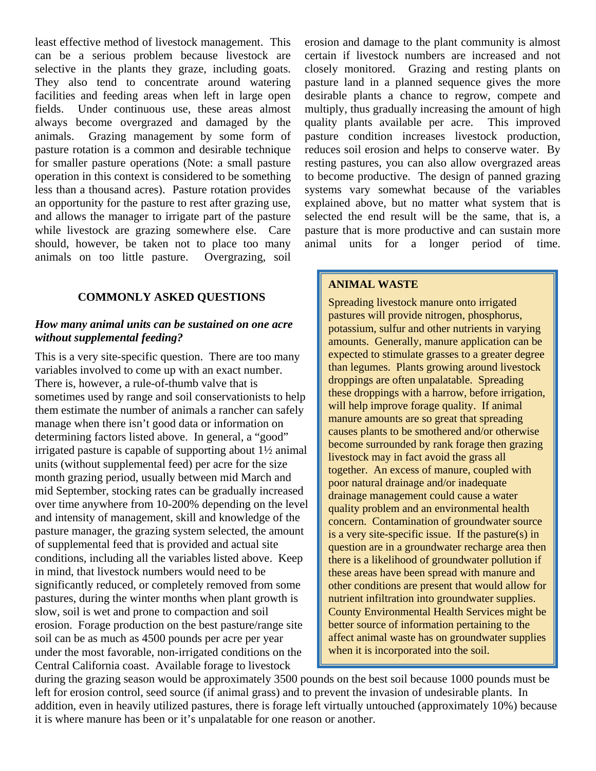least effective method of livestock management. This can be a serious problem because livestock are selective in the plants they graze, including goats. They also tend to concentrate around watering facilities and feeding areas when left in large open fields. Under continuous use, these areas almost always become overgrazed and damaged by the animals. Grazing management by some form of pasture rotation is a common and desirable technique for smaller pasture operations (Note: a small pasture operation in this context is considered to be something less than a thousand acres). Pasture rotation provides an opportunity for the pasture to rest after grazing use, and allows the manager to irrigate part of the pasture while livestock are grazing somewhere else. Care should, however, be taken not to place too many animals on too little pasture. Overgrazing, soil erosion and damage to the plant community is almost certain if livestock numbers are increased and not closely monitored. Grazing and resting plants on pasture land in a planned sequence gives the more desirable plants a chance to regrow, compete and multiply, thus gradually increasing the amount of high quality plants available per acre. This improved pasture condition increases livestock production, reduces soil erosion and helps to conserve water. By resting pastures, you can also allow overgrazed areas to become productive. The design of panned grazing systems vary somewhat because of the variables explained above, but no matter what system that is selected the end result will be the same, that is, a pasture that is more productive and can sustain more animal units for a longer period of time.

## COMMONLY ASKED QUESTIONS

***How many animal units can be sustained on one acre without supplemental feeding?***

This is a very site-specific question. There are too many variables involved to come up with an exact number. There is, however, a rule-of-thumb valve that is sometimes used by range and soil conservationists to help them estimate the number of animals a rancher can safely manage when there isn't good data or information on determining factors listed above. In general, a "good" irrigated pasture is capable of supporting about 1½ animal units (without supplemental feed) per acre for the size month grazing period, usually between mid March and mid September, stocking rates can be gradually increased over time anywhere from 10-200% depending on the level and intensity of management, skill and knowledge of the pasture manager, the grazing system selected, the amount of supplemental feed that is provided and actual site conditions, including all the variables listed above. Keep in mind, that livestock numbers would need to be significantly reduced, or completely removed from some pastures, during the winter months when plant growth is slow, soil is wet and prone to compaction and soil erosion. Forage production on the best pasture/range site soil can be as much as 4500 pounds per acre per year under the most favorable, non-irrigated conditions on the Central California coast. Available forage to livestock during the grazing season would be approximately 3500 pounds on the best soil because 1000 pounds must be left for erosion control, seed source (if animal grass) and to prevent the invasion of undesirable plants. In addition, even in heavily utilized pastures, there is forage left virtually untouched (approximately 10%) because it is where manure has been or it's unpalatable for one reason or another.

**ANIMAL WASTE**

Spreading livestock manure onto irrigated pastures will provide nitrogen, phosphorus, potassium, sulfur and other nutrients in varying amounts. Generally, manure application can be expected to stimulate grasses to a greater degree than legumes. Plants growing around livestock droppings are often unpalatable. Spreading these droppings with a harrow, before irrigation, will help improve forage quality. If animal manure amounts are so great that spreading causes plants to be smothered and/or otherwise become surrounded by rank forage then grazing livestock may in fact avoid the grass all together. An excess of manure, coupled with poor natural drainage and/or inadequate drainage management could cause a water quality problem and an environmental health concern. Contamination of groundwater source is a very site-specific issue. If the pasture(s) in question are in a groundwater recharge area then there is a likelihood of groundwater pollution if these areas have been spread with manure and other conditions are present that would allow for nutrient infiltration into groundwater supplies. County Environmental Health Services might be better source of information pertaining to the affect animal waste has on groundwater supplies when it is incorporated into the soil.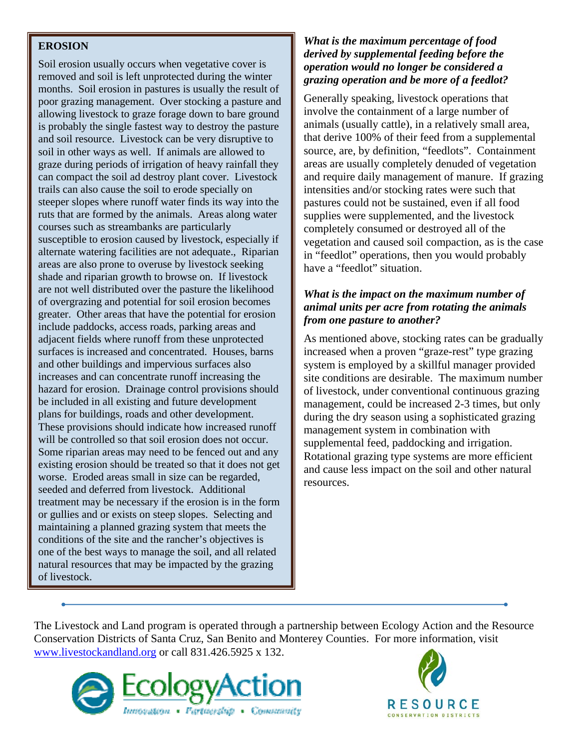## EROSION

Soil erosion usually occurs when vegetative cover is removed and soil is left unprotected during the winter months. Soil erosion in pastures is usually the result of poor grazing management. Over stocking a pasture and allowing livestock to graze forage down to bare ground is probably the single fastest way to destroy the pasture and soil resource. Livestock can be very disruptive to soil in other ways as well. If animals are allowed to graze during periods of irrigation of heavy rainfall they can compact the soil ad destroy plant cover. Livestock trails can also cause the soil to erode specially on steeper slopes where runoff water finds its way into the ruts that are formed by the animals. Areas along water courses such as streambanks are particularly susceptible to erosion caused by livestock, especially if alternate watering facilities are not adequate., Riparian areas are also prone to overuse by livestock seeking shade and riparian growth to browse on. If livestock are not well distributed over the pasture the likelihood of overgrazing and potential for soil erosion becomes greater. Other areas that have the potential for erosion include paddocks, access roads, parking areas and adjacent fields where runoff from these unprotected surfaces is increased and concentrated. Houses, barns and other buildings and impervious surfaces also increases and can concentrate runoff increasing the hazard for erosion. Drainage control provisions should be included in all existing and future development plans for buildings, roads and other development. These provisions should indicate how increased runoff will be controlled so that soil erosion does not occur. Some riparian areas may need to be fenced out and any existing erosion should be treated so that it does not get worse. Eroded areas small in size can be regarded, seeded and deferred from livestock. Additional treatment may be necessary if the erosion is in the form or gullies and or exists on steep slopes. Selecting and maintaining a planned grazing system that meets the conditions of the site and the rancher's objectives is one of the best ways to manage the soil, and all related natural resources that may be impacted by the grazing of livestock.

***What is the maximum percentage of food derived by supplemental feeding before the operation would no longer be considered a grazing operation and be more of a feedlot?***

Generally speaking, livestock operations that involve the containment of a large number of animals (usually cattle), in a relatively small area, that derive 100% of their feed from a supplemental source, are, by definition, "feedlots". Containment areas are usually completely denuded of vegetation and require daily management of manure. If grazing intensities and/or stocking rates were such that pastures could not be sustained, even if all food supplies were supplemented, and the livestock completely consumed or destroyed all of the vegetation and caused soil compaction, as is the case in "feedlot" operations, then you would probably have a "feedlot" situation.

***What is the impact on the maximum number of animal units per acre from rotating the animals from one pasture to another?***

As mentioned above, stocking rates can be gradually increased when a proven "graze-rest" type grazing system is employed by a skillful manager provided site conditions are desirable. The maximum number of livestock, under conventional continuous grazing management, could be increased 2-3 times, but only during the dry season using a sophisticated grazing management system in combination with supplemental feed, paddocking and irrigation. Rotational grazing type systems are more efficient and cause less impact on the soil and other natural resources.

---

The Livestock and Land program is operated through a partnership between Ecology Action and the Resource Conservation Districts of Santa Cruz, San Benito and Monterey Counties. For more information, visit [www.livestockandland.org](http://www.livestockandland.org) or call 831.426.5925 x 132.

EcologyAction
Innovation • Partnership • Community

RESOURCE
CONSERVATION DISTRICTS